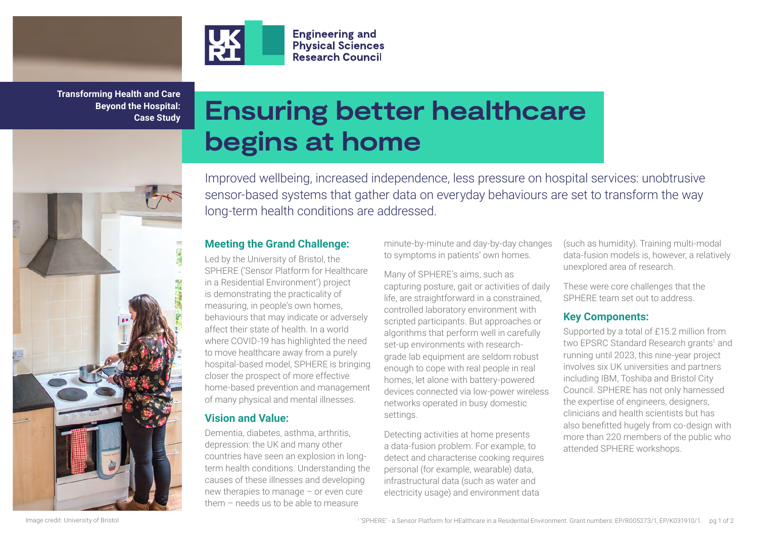Engineering and Physical Sciences Research Council

**Transforming Health and Care Beyond the Hospital: Case Study**

# Ensuring better healthcare begins at home

Improved wellbeing, increased independence, less pressure on hospital services: unobtrusive sensor-based systems that gather data on everyday behaviours are set to transform the way long-term health conditions are addressed.

## Meeting the Grand Challenge:

Led by the University of Bristol, the SPHERE ('Sensor Platform for Healthcare in a Residential Environment') project is demonstrating the practicality of measuring, in people's own homes, behaviours that may indicate or adversely affect their state of health. In a world where COVID-19 has highlighted the need to move healthcare away from a purely hospital-based model, SPHERE is bringing closer the prospect of more effective home-based prevention and management of many physical and mental illnesses.

## Vision and Value:

Dementia, diabetes, asthma, arthritis, depression: the UK and many other countries have seen an explosion in long-term health conditions. Understanding the causes of these illnesses and developing new therapies to manage – or even cure them – needs us to be able to measure minute-by-minute and day-by-day changes to symptoms in patients' own homes.

Many of SPHERE's aims, such as capturing posture, gait or activities of daily life, are straightforward in a constrained, controlled laboratory environment with scripted participants. But approaches or algorithms that perform well in carefully set-up environments with research-grade lab equipment are seldom robust enough to cope with real people in real homes, let alone with battery-powered devices connected via low-power wireless networks operated in busy domestic settings.

Detecting activities at home presents a data-fusion problem. For example, to detect and characterise cooking requires personal (for example, wearable) data, infrastructural data (such as water and electricity usage) and environment data (such as humidity). Training multi-modal data-fusion models is, however, a relatively unexplored area of research.

These were core challenges that the SPHERE team set out to address.

## Key Components:

Supported by a total of £15.2 million from two EPSRC Standard Research grants[1] and running until 2023, this nine-year project involves six UK universities and partners including IBM, Toshiba and Bristol City Council. SPHERE has not only harnessed the expertise of engineers, designers, clinicians and health scientists but has also benefitted hugely from co-design with more than 220 members of the public who attended SPHERE workshops.

Image credit: University of Bristol

[1] 'SPHERE' - a Sensor Platform for HEalthcare in a Residential Environment. Grant numbers: EP/R005273/1, EP/K031910/1.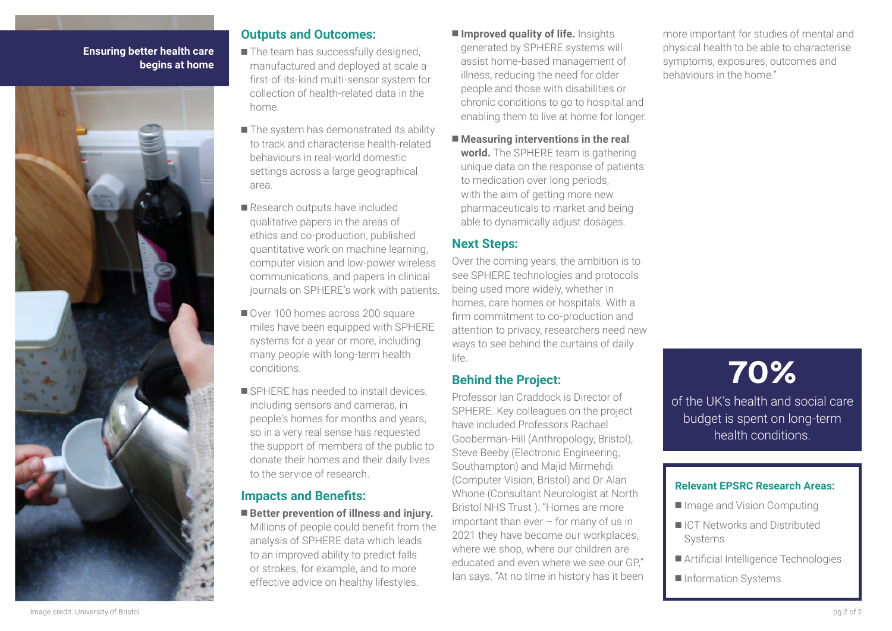**Ensuring better health care begins at home**

## Outputs and Outcomes:

- The team has successfully designed, manufactured and deployed at scale a first-of-its-kind multi-sensor system for collection of health-related data in the home.
- The system has demonstrated its ability to track and characterise health-related behaviours in real-world domestic settings across a large geographical area.
- Research outputs have included qualitative papers in the areas of ethics and co-production, published quantitative work on machine learning, computer vision and low-power wireless communications, and papers in clinical journals on SPHERE's work with patients.
- Over 100 homes across 200 square miles have been equipped with SPHERE systems for a year or more, including many people with long-term health conditions.
- SPHERE has needed to install devices, including sensors and cameras, in people's homes for months and years, so in a very real sense has requested the support of members of the public to donate their homes and their daily lives to the service of research.

## Impacts and Benefits:

- **Better prevention of illness and injury.** Millions of people could benefit from the analysis of SPHERE data which leads to an improved ability to predict falls or strokes, for example, and to more effective advice on healthy lifestyles.
- **Improved quality of life.** Insights generated by SPHERE systems will assist home-based management of illness, reducing the need for older people and those with disabilities or chronic conditions to go to hospital and enabling them to live at home for longer.
- **Measuring interventions in the real world.** The SPHERE team is gathering unique data on the response of patients to medication over long periods, with the aim of getting more new pharmaceuticals to market and being able to dynamically adjust dosages.

## Next Steps:

Over the coming years, the ambition is to see SPHERE technologies and protocols being used more widely, whether in homes, care homes or hospitals. With a firm commitment to co-production and attention to privacy, researchers need new ways to see behind the curtains of daily life.

## Behind the Project:

Professor Ian Craddock is Director of SPHERE. Key colleagues on the project have included Professors Rachael Gooberman-Hill (Anthropology, Bristol), Steve Beeby (Electronic Engineering, Southampton) and Majid Mirmehdi (Computer Vision, Bristol) and Dr Alan Whone (Consultant Neurologist at North Bristol NHS Trust ). "Homes are more important than ever – for many of us in 2021 they have become our workplaces, where we shop, where our children are educated and even where we see our GP," Ian says. "At no time in history has it been more important for studies of mental and physical health to be able to characterise symptoms, exposures, outcomes and behaviours in the home."

**70%**

of the UK's health and social care budget is spent on long-term health conditions.

**Relevant EPSRC Research Areas:**

- Image and Vision Computing
- ICT Networks and Distributed Systems
- Artificial Intelligence Technologies
- Information Systems

Image credit: University of Bristol